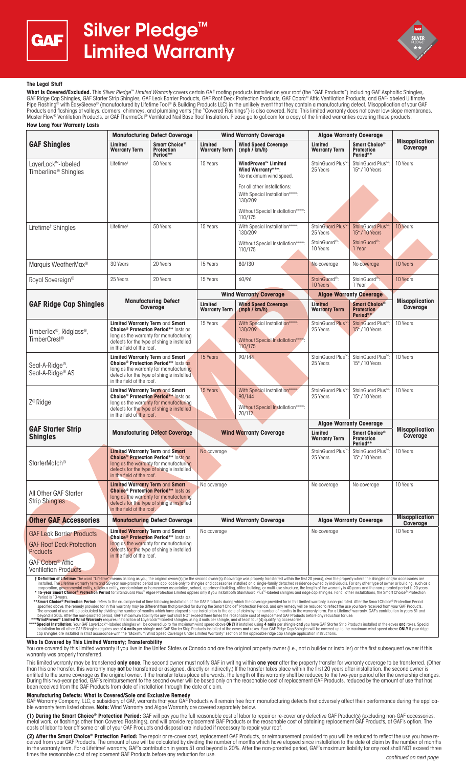# Silver Pledge™ Limited Warranty

### The Legal Stuff

**What Is Covered/Excluded.** This *Silver Pledge™ Limited Warranty* covers certain GAF roofing products installed on your roof (the "GAF Products") including GAF Asphaltic Shingles, GAF Ridge Cap Shingles, GAF Starter Strip Shingles, GAF Leak Barrier Products, GAF Roof Deck Protection Products, GAF Cobra® Attic Ventilation Products, and GAF-labeled Ultimate Pipe Flashing® with EasySleeve® (manufactured by Lifetime Tool® & Building Products LLC) in the unlikely event that they contain a manufacturing defect. Misapplication of your GAF Products and flashings at valleys, dormers, chimneys, and plumbing vents (the "Covered Flashings") is also covered. Note: This limited warranty does not cover low-slope membranes, Master Flow® Ventilation Products, or GAF ThermaCal® Ventilated Nail Base Roof Insulation. Please go to gaf.com for a copy of the limited warranties covering these products.

### How Long Your Warranty Lasts

| GAF Shingles | Manufacturing Defect Coverage | | Wind Warranty Coverage | | Algae Warranty Coverage | | Misapplication Coverage |
|---|---|---|---|---|---|---|---|
| | Limited Warranty Term | Smart Choice® Protection Period** | Limited Warranty Term | Wind Speed Coverage (mph / km/h) | Limited Warranty Term | Smart Choice® Protection Period** | |
| LayerLock™-labeled Timberline® Shingles | Lifetime† | 50 Years | 15 Years | **WindProven™ Limited Wind Warranty*****: No maximum wind speed. For all other installations: With Special Installation****: 130/209; Without Special Installation****: 110/175 | StainGuard Plus™: 25 Years | StainGuard Plus™: 15* / 10 Years | 10 Years |
| Lifetime† Shingles | Lifetime† | 50 Years | 15 Years | With Special Installation****: 130/209; Without Special Installation****: 110/175 | StainGuard Plus™: 25 Years; StainGuard®: 10 Years | StainGuard Plus™: 15* / 10 Years; StainGuard®: 1 Year | 10 Years |
| Marquis WeatherMax® | 30 Years | 20 Years | 15 Years | 80/130 | No coverage | No coverage | 10 Years |
| Royal Sovereign® | 25 Years | 20 Years | 15 Years | 60/96 | StainGuard®: 10 Years | StainGuard®: 1 Year | 10 Years |

| GAF Ridge Cap Shingles | Manufacturing Defect Coverage | Wind Warranty Coverage | | Algae Warranty Coverage | | Misapplication Coverage |
|---|---|---|---|---|---|---|
| | | Limited Warranty Term | Wind Speed Coverage (mph / km/h) | Limited Warranty Term | Smart Choice® Protection Period** | |
| TimberTex®, Ridglass®, TimberCrest® | **Limited Warranty Term** and **Smart Choice® Protection Period**** lasts as long as the warranty for manufacturing defects for the type of shingle installed in the field of the roof. | 15 Years | With Special Installation****: 130/209; Without Special Installation****: 110/175 | StainGuard Plus™: 25 Years | StainGuard Plus™: 15* / 10 Years | 10 Years |
| Seal-A-Ridge®, Seal-A-Ridge® AS | **Limited Warranty Term** and **Smart Choice® Protection Period**** lasts as long as the warranty for manufacturing defects for the type of shingle installed in the field of the roof. | 15 Years | 90/144 | StainGuard Plus™: 25 Years | StainGuard Plus™: 15* / 10 Years | 10 Years |
| Z® Ridge | **Limited Warranty Term** and **Smart Choice® Protection Period**** lasts as long as the warranty for manufacturing defects for the type of shingle installed in the field of the roof. | 15 Years | With Special Installation****: 90/144; Without Special Installation****: 70/112 | StainGuard Plus™: 25 Years | StainGuard Plus™: 15* / 10 Years | 10 Years |

| GAF Starter Strip Shingles | Manufacturing Defect Coverage | Wind Warranty Coverage | Algae Warranty Coverage | | Misapplication Coverage |
|---|---|---|---|---|---|
| | | | Limited Warranty Term | Smart Choice® Protection Period** | |
| StarterMatch® | **Limited Warranty Term** and **Smart Choice® Protection Period**** lasts as long as the warranty for manufacturing defects for the type of shingle installed in the field of the roof. | No coverage | StainGuard Plus™: 25 Years | StainGuard Plus™: 15* / 10 Years | 10 Years |
| All Other GAF Starter Strip Shingles | **Limited Warranty Term** and **Smart Choice® Protection Period**** lasts as long as the warranty for manufacturing defects for the type of shingle installed in the field of the roof. | No coverage | No coverage | No coverage | 10 Years |

| Other GAF Accessories | Manufacturing Defect Coverage | Wind Warranty Coverage | Algae Warranty Coverage | Misapplication Coverage |
|---|---|---|---|---|
| GAF Leak Barrier Products; GAF Roof Deck Protection Products; GAF Cobra® Attic Ventilation Products | **Limited Warranty Term** and **Smart Choice® Protection Period**** lasts as long as the warranty for manufacturing defects for the type of shingle installed in the field of the roof. | No coverage | No coverage | 10 Years |

† **Definition of Lifetime:** The word "Lifetime" means as long as you, the original owner(s) [or the second owner(s) if coverage was properly transferred within the first 20 years], own the property where the shingles and/or accessories are installed. The Lifetime warranty term and 50-year non-prorated period are applicable only to shingles and accessories installed on a single-family detached residence owned by individuals. For any other type of owner or building, such as a corporation, governmental entity, religious entity, condominium or homeowner association, school, apartment building, office building, or multi-use structure, the length of the warranty is 40 years and the non-prorated period is 20 years.
\* **15-year Smart Choice® Protection Period** for StainGuard Plus™ Algae Protection Limited applies only if you install both StainGuard Plus™-labeled shingles and ridge cap shingles. For all other installations, the Smart Choice® Protection Period is 10-years.
\*\***Smart Choice® Protection Period:** refers to the crucial period of time following installation of the GAF Products during which the coverage provided for in this limited warranty is non-prorated. After the Smart Choice® Protection Period specified above, the remedy provided for in this warranty may be different than that provided for during the Smart Choice® Protection Period, and any remedy will be reduced to reflect the use you have received from your GAF Products. The amount of use will be calculated by dividing the number of months which have elapsed since installation to the date of claim by the number of months in the warranty term. For a Lifetime† warranty, GAF's contribution in years 51 and beyond is 20%. After the non-prorated period, GAF's maximum liability for any roof shall NOT exceed three times the reasonable cost of replacement GAF Products before any reduction for use.
\*\*\***WindProven™ Limited Wind Warranty** requires installation of LayerLock™-labeled shingles using 4 nails per shingle, and at least four (4) qualifying accessories.
\*\*\*\***Special Installation:** Your GAF LayerLock™-labeled shingles will be covered up to the maximum wind speed above **ONLY** if installed using **4 nails** per shingle **and** you have GAF Starter Strip Products installed at the eaves **and** rakes. Special Installation for all other GAF Shingles requires use of **6 nails** per shingle **and** GAF Starter Strip Products installed at the eaves **and** rakes. Your GAF Ridge Cap Shingles will be covered up to the maximum wind speed above **ONLY** if your ridge cap shingles are installed in strict accordance with the "Maximum Wind Speed Coverage Under Limited Warranty" section of the applicable ridge cap shingle application instructions.

### Who Is Covered by This Limited Warranty; Transferability

You are covered by this limited warranty if you live in the United States or Canada and are the original property owner (i.e., not a builder or installer) or the first subsequent owner if this warranty was properly transferred.

This limited warranty may be transferred **only once**. The second owner must notify GAF in writing within **one year** after the property transfer for warranty coverage to be transferred. (Other than this one transfer, this warranty may **not** be transferred or assigned, directly or indirectly.) If the transfer takes place within the first 20 years after installation, the second owner is entitled to the same coverage as the original owner. If the transfer takes place afterwards, the length of this warranty shall be reduced to the two-year period after the ownership changes. During this two-year period, GAF's reimbursement to the second owner will be based only on the reasonable cost of replacement GAF Products, reduced by the amount of use that has been received from the GAF Products from date of installation through the date of claim.

### Manufacturing Defects: What Is Covered/Sole and Exclusive Remedy

GAF Warranty Company, LLC, a subsidiary of GAF, warrants that your GAF Products will remain free from manufacturing defects that adversely affect their performance during the applicable warranty term listed above. **Note:** Wind Warranty and Algae Warranty are covered separately below.

**(1) During the Smart Choice® Protection Period:** GAF will pay you the full reasonable cost of labor to repair or re-cover any defective GAF Product(s) (excluding non-GAF accessories, metal work, or flashings other than Covered Flashings), and will provide replacement GAF Products or the reasonable cost of obtaining replacement GAF Products, at GAF's option. The costs of labor to tear off some or all of your GAF Products and disposal are included if necessary to repair your roof.

**(2) After the Smart Choice® Protection Period:** The repair or re-cover cost, replacement GAF Products, or reimbursement provided to you will be reduced to reflect the use you have received from your GAF Products. The amount of use will be calculated by dividing the number of months which have elapsed since installation to the date of claim by the number of months in the warranty term. For a Lifetime† warranty, GAF's contribution in years 51 and beyond is 20%. After the non-prorated period, GAF's maximum liability for any roof shall NOT exceed three times the reasonable cost of replacement GAF Products before any reduction for use.

*continued on next page*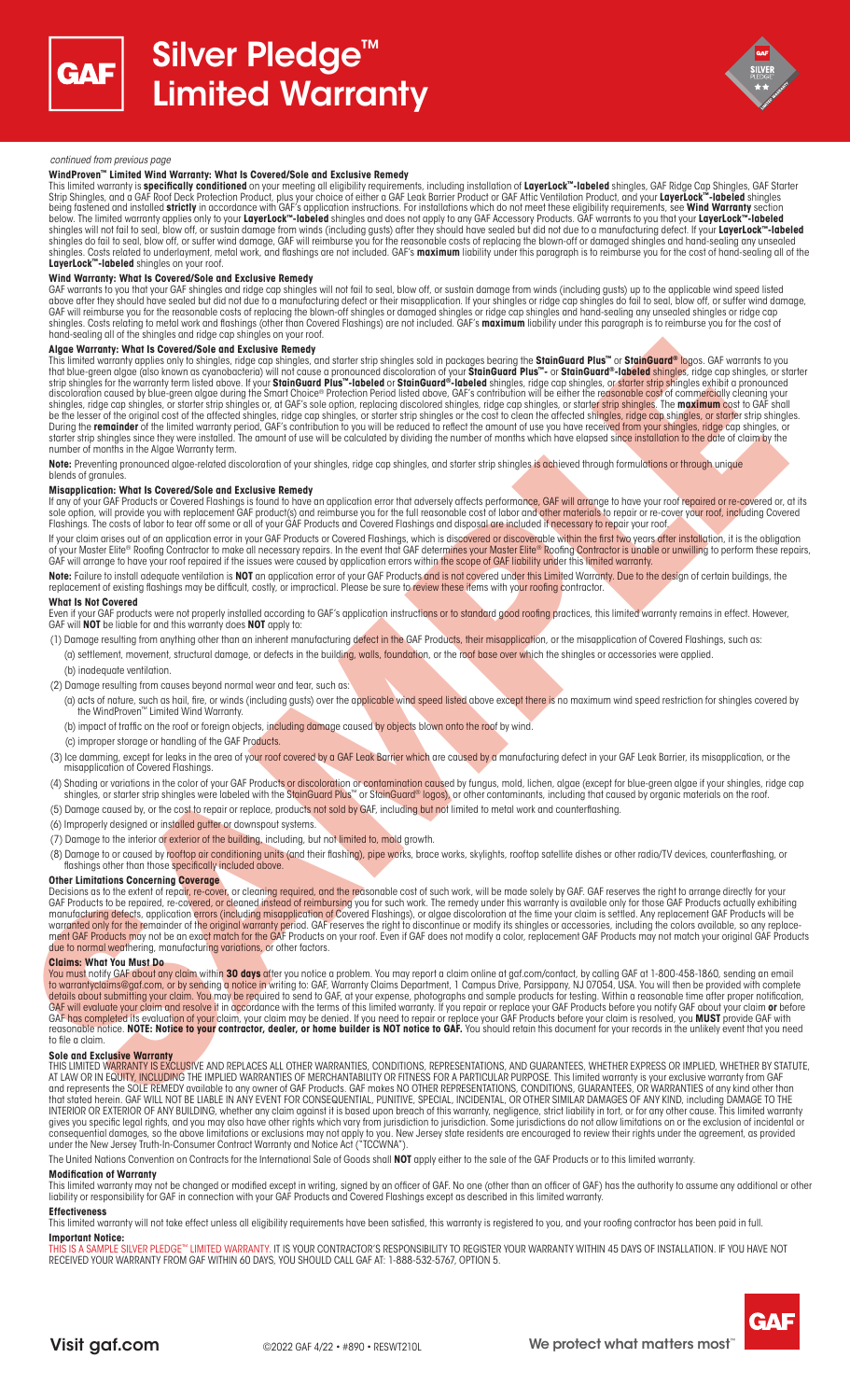# Silver Pledge™ Limited Warranty

*continued from previous page*

**WindProven™ Limited Wind Warranty: What Is Covered/Sole and Exclusive Remedy**

This limited warranty is **specifically conditioned** on your meeting all eligibility requirements, including installation of **LayerLock™-labeled** shingles, GAF Ridge Cap Shingles, GAF Starter Strip Shingles, and a GAF Roof Deck Protection Product, plus your choice of either a GAF Leak Barrier Product or GAF Attic Ventilation Product, and your **LayerLock™-labeled** shingles being fastened and installed **strictly** in accordance with GAF's application instructions. For installations which do not meet these eligibility requirements, see **Wind Warranty** section below. The limited warranty applies only to your **LayerLock™-labeled** shingles and does not apply to any GAF Accessory Products. GAF warrants to you that your **LayerLock™-labeled** shingles will not fail to seal, blow off, or sustain damage from winds (including gusts) after they should have sealed but did not due to a manufacturing defect. If your **LayerLock™-labeled** shingles do fail to seal, blow off, or suffer wind damage, GAF will reimburse you for the reasonable costs of replacing the blown-off or damaged shingles and hand-sealing any unsealed shingles. Costs related to underlayment, metal work, and flashings are not included. GAF's **maximum** liability under this paragraph is to reimburse you for the cost of hand-sealing all of the **LayerLock™-labeled** shingles on your roof.

**Wind Warranty: What Is Covered/Sole and Exclusive Remedy**

GAF warrants to you that your GAF shingles and ridge cap shingles will not fail to seal, blow off, or sustain damage from winds (including gusts) up to the applicable wind speed listed above after they should have sealed but did not due to a manufacturing defect or their misapplication. If your shingles or ridge cap shingles do fail to seal, blow off, or suffer wind damage, GAF will reimburse you for the reasonable costs of replacing the blown-off shingles or damaged shingles or ridge cap shingles and hand-sealing any unsealed shingles or ridge cap shingles. Costs relating to metal work and flashings (other than Covered Flashings) are not included. GAF's **maximum** liability under this paragraph is to reimburse you for the cost of hand-sealing all of the shingles and ridge cap shingles on your roof.

**Algae Warranty: What Is Covered/Sole and Exclusive Remedy**

This limited warranty applies only to shingles, ridge cap shingles, and starter strip shingles sold in packages bearing the **StainGuard Plus™** or **StainGuard®** logos. GAF warrants to you that blue-green algae (also known as cyanobacteria) will not cause a pronounced discoloration of your **StainGuard Plus™**- or **StainGuard®-labeled** shingles, ridge cap shingles, or starter strip shingles for the warranty term listed above. If your **StainGuard Plus™-labeled** or **StainGuard®-labeled** shingles, ridge cap shingles, or starter strip shingles exhibit a pronounced discoloration caused by blue-green algae during the Smart Choice® Protection Period listed above, GAF's contribution will be either the reasonable cost of commercially cleaning your shingles, ridge cap shingles, or starter strip shingles or, at GAF's sole option, replacing discolored shingles, ridge cap shingles, or starter strip shingles. The **maximum** cost to GAF shall be the lesser of the original cost of the affected shingles, ridge cap shingles, or starter strip shingles or the cost to clean the affected shingles, ridge cap shingles, or starter strip shingles. During the **remainder** of the limited warranty period, GAF's contribution to you will be reduced to reflect the amount of use you have received from your shingles, ridge cap shingles, or starter strip shingles since they were installed. The amount of use will be calculated by dividing the number of months which have elapsed since installation to the date of claim by the number of months in the Algae Warranty term.

**Note:** Preventing pronounced algae-related discoloration of your shingles, ridge cap shingles, and starter strip shingles is achieved through formulations or through unique blends of granules.

**Misapplication: What Is Covered/Sole and Exclusive Remedy**

If any of your GAF Products or Covered Flashings is found to have an application error that adversely affects performance, GAF will arrange to have your roof repaired or re-covered or, at its sole option, will provide you with replacement GAF product(s) and reimburse you for the full reasonable cost of labor and other materials to repair or re-cover your roof, including Covered Flashings. The costs of labor to tear off some or all of your GAF Products and Covered Flashings and disposal are included if necessary to repair your roof.

If your claim arises out of an application error in your GAF Products or Covered Flashings, which is discovered or discoverable within the first two years after installation, it is the obligation of your Master Elite® Roofing Contractor to make all necessary repairs. In the event that GAF determines your Master Elite® Roofing Contractor is unable or unwilling to perform these repairs, GAF will arrange to have your roof repaired if the issues were caused by application errors within the scope of GAF liability under this limited warranty.

**Note:** Failure to install adequate ventilation is **NOT** an application error of your GAF Products and is not covered under this Limited Warranty. Due to the design of certain buildings, the replacement of existing flashings may be difficult, costly, or impractical. Please be sure to review these items with your roofing contractor.

**What Is Not Covered**

Even if your GAF products were not properly installed according to GAF's application instructions or to standard good roofing practices, this limited warranty remains in effect. However, GAF will **NOT** be liable for and this warranty does **NOT** apply to:

(1) Damage resulting from anything other than an inherent manufacturing defect in the GAF Products, their misapplication, or the misapplication of Covered Flashings, such as:
   (a) settlement, movement, structural damage, or defects in the building, walls, foundation, or the roof base over which the shingles or accessories were applied.
   (b) inadequate ventilation.

(2) Damage resulting from causes beyond normal wear and tear, such as:
   (a) acts of nature, such as hail, fire, or winds (including gusts) over the applicable wind speed listed above except there is no maximum wind speed restriction for shingles covered by the WindProven™ Limited Wind Warranty.
   (b) impact of traffic on the roof or foreign objects, including damage caused by objects blown onto the roof by wind.
   (c) improper storage or handling of the GAF Products.

(3) Ice damming, except for leaks in the area of your roof covered by a GAF Leak Barrier which are caused by a manufacturing defect in your GAF Leak Barrier, its misapplication, or the misapplication of Covered Flashings.

(4) Shading or variations in the color of your GAF Products or discoloration or contamination caused by fungus, mold, lichen, algae (except for blue-green algae if your shingles, ridge cap shingles, or starter strip shingles were labeled with the StainGuard Plus™ or StainGuard® logos), or other contaminants, including that caused by organic materials on the roof.

(5) Damage caused by, or the cost to repair or replace, products not sold by GAF, including but not limited to metal work and counterflashing.

(6) Improperly designed or installed gutter or downspout systems.

(7) Damage to the interior or exterior of the building, including, but not limited to, mold growth.

(8) Damage to or caused by rooftop air conditioning units (and their flashing), pipe works, brace works, skylights, rooftop satellite dishes or other radio/TV devices, counterflashing, or flashings other than those specifically included above.

**Other Limitations Concerning Coverage**

Decisions as to the extent of repair, re-cover, or cleaning required, and the reasonable cost of such work, will be made solely by GAF. GAF reserves the right to arrange directly for your GAF Products to be repaired, re-covered, or cleaned instead of reimbursing you for such work. The remedy under this warranty is available only for those GAF Products actually exhibiting manufacturing defects, application errors (including misapplication of Covered Flashings), or algae discoloration at the time your claim is settled. Any replacement GAF Products will be warranted only for the remainder of the original warranty period. GAF reserves the right to discontinue or modify its shingles or accessories, including the colors available, so any replacement GAF Products may not be an exact match for the GAF Products on your roof. Even if GAF does not modify a color, replacement GAF Products may not match your original GAF Products due to normal weathering, manufacturing variations, or other factors.

**Claims: What You Must Do**

You must notify GAF about any claim within **30 days** after you notice a problem. You may report a claim online at gaf.com/contact, by calling GAF at 1-800-458-1860, sending an email to warrantyclaims@gaf.com, or by sending a notice in writing to: GAF, Warranty Claims Department, 1 Campus Drive, Parsippany, NJ 07054, USA. You will then be provided with complete details about submitting your claim. You may be required to send to GAF, at your expense, photographs and sample products for testing. Within a reasonable time after proper notification, GAF will evaluate your claim and resolve it in accordance with the terms of this limited warranty. If you repair or replace your GAF Products before you notify GAF about your claim **or** before GAF has completed its evaluation of your claim, your claim may be denied. If you need to repair or replace your GAF Products before your claim is resolved, you **MUST** provide GAF with reasonable notice. **NOTE: Notice to your contractor, dealer, or home builder is NOT notice to GAF.** You should retain this document for your records in the unlikely event that you need to file a claim.

**Sole and Exclusive Warranty**

THIS LIMITED WARRANTY IS EXCLUSIVE AND REPLACES ALL OTHER WARRANTIES, CONDITIONS, REPRESENTATIONS, AND GUARANTEES, WHETHER EXPRESS OR IMPLIED, WHETHER BY STATUTE, AT LAW OR IN EQUITY, INCLUDING THE IMPLIED WARRANTIES OF MERCHANTABILITY OR FITNESS FOR A PARTICULAR PURPOSE. This limited warranty is your exclusive warranty from GAF and represents the SOLE REMEDY available to any owner of GAF Products. GAF makes NO OTHER REPRESENTATIONS, CONDITIONS, GUARANTEES, OR WARRANTIES of any kind other than that stated herein. GAF WILL NOT BE LIABLE IN ANY EVENT FOR CONSEQUENTIAL, PUNITIVE, SPECIAL, INCIDENTAL, OR OTHER SIMILAR DAMAGES OF ANY KIND, including DAMAGE TO THE INTERIOR OR EXTERIOR OF ANY BUILDING, whether any claim against it is based upon breach of this warranty, negligence, strict liability in tort, or for any other cause. This limited warranty gives you specific legal rights, and you may also have other rights which vary from jurisdiction to jurisdiction. Some jurisdictions do not allow limitations on or the exclusion of incidental or consequential damages, so the above limitations or exclusions may not apply to you. New Jersey state residents are encouraged to review their rights under the agreement, as provided under the New Jersey Truth-In-Consumer Contract Warranty and Notice Act ("TCCWNA").

The United Nations Convention on Contracts for the International Sale of Goods shall **NOT** apply either to the sale of the GAF Products or to this limited warranty.

**Modification of Warranty**

This limited warranty may not be changed or modified except in writing, signed by an officer of GAF. No one (other than an officer of GAF) has the authority to assume any additional or other liability or responsibility for GAF in connection with your GAF Products and Covered Flashings except as described in this limited warranty.

**Effectiveness**

This limited warranty will not take effect unless all eligibility requirements have been satisfied, this warranty is registered to you, and your roofing contractor has been paid in full.

**Important Notice:**

THIS IS A SAMPLE SILVER PLEDGE™ LIMITED WARRANTY. IT IS YOUR CONTRACTOR'S RESPONSIBILITY TO REGISTER YOUR WARRANTY WITHIN 45 DAYS OF INSTALLATION. IF YOU HAVE NOT RECEIVED YOUR WARRANTY FROM GAF WITHIN 60 DAYS, YOU SHOULD CALL GAF AT: 1-888-532-5767, OPTION 5.

Visit gaf.com ©2022 GAF 4/22 • #890 • RESWT210L We protect what matters most™